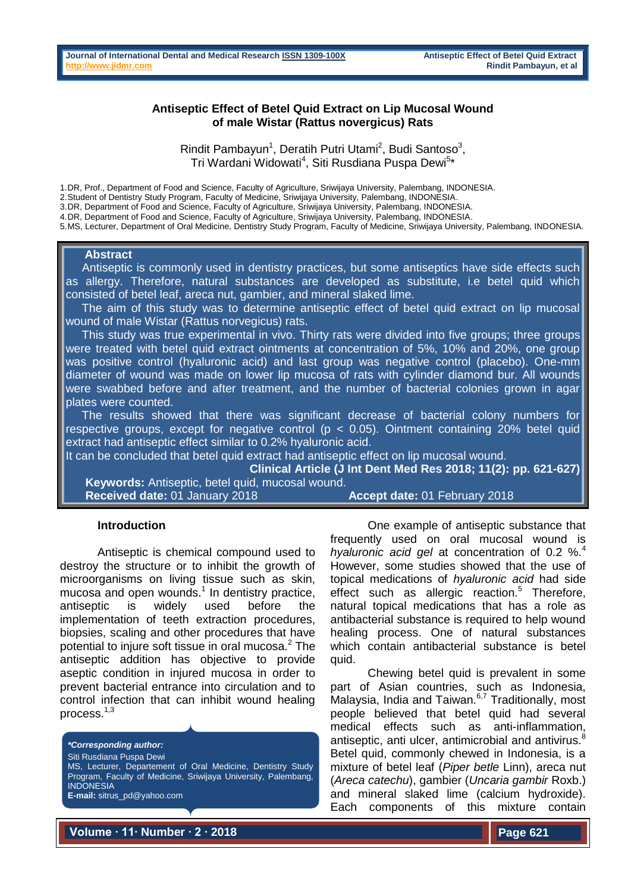# Antiseptic Effect of Betel Quid Extract on Lip Mucosal Wound of male Wistar (Rattus novergicus) Rats

Rindit Pambayun[1], Deratih Putri Utami[2], Budi Santoso[3], Tri Wardani Widowati[4], Siti Rusdiana Puspa Dewi[5]*

1.DR, Prof., Department of Food and Science, Faculty of Agriculture, Sriwijaya University, Palembang, INDONESIA.
2.Student of Dentistry Study Program, Faculty of Medicine, Sriwijaya University, Palembang, INDONESIA.
3.DR, Department of Food and Science, Faculty of Agriculture, Sriwijaya University, Palembang, INDONESIA.
4.DR, Department of Food and Science, Faculty of Agriculture, Sriwijaya University, Palembang, INDONESIA.
5.MS, Lecturer, Department of Oral Medicine, Dentistry Study Program, Faculty of Medicine, Sriwijaya University, Palembang, INDONESIA.

## Abstract

Antiseptic is commonly used in dentistry practices, but some antiseptics have side effects such as allergy. Therefore, natural substances are developed as substitute, i.e betel quid which consisted of betel leaf, areca nut, gambier, and mineral slaked lime.

The aim of this study was to determine antiseptic effect of betel quid extract on lip mucosal wound of male Wistar (Rattus norvegicus) rats.

This study was true experimental in vivo. Thirty rats were divided into five groups; three groups were treated with betel quid extract ointments at concentration of 5%, 10% and 20%, one group was positive control (hyaluronic acid) and last group was negative control (placebo). One-mm diameter of wound was made on lower lip mucosa of rats with cylinder diamond bur. All wounds were swabbed before and after treatment, and the number of bacterial colonies grown in agar plates were counted.

The results showed that there was significant decrease of bacterial colony numbers for respective groups, except for negative control ($p < 0.05$). Ointment containing 20% betel quid extract had antiseptic effect similar to 0.2% hyaluronic acid.

It can be concluded that betel quid extract had antiseptic effect on lip mucosal wound.

**Clinical Article (J Int Dent Med Res 2018; 11(2): pp. 621-627)**

**Keywords:** Antiseptic, betel quid, mucosal wound.

**Received date:** 01 January 2018 **Accept date:** 01 February 2018

## Introduction

Antiseptic is chemical compound used to destroy the structure or to inhibit the growth of microorganisms on living tissue such as skin, mucosa and open wounds.[1] In dentistry practice, antiseptic is widely used before the implementation of teeth extraction procedures, biopsies, scaling and other procedures that have potential to injure soft tissue in oral mucosa.[2] The antiseptic addition has objective to provide aseptic condition in injured mucosa in order to prevent bacterial entrance into circulation and to control infection that can inhibit wound healing process.[1,3]

***Corresponding author:***
Siti Rusdiana Puspa Dewi
MS, Lecturer, Departement of Oral Medicine, Dentistry Study Program, Faculty of Medicine, Sriwijaya University, Palembang, INDONESIA
**E-mail:** sitrus_pd@yahoo.com

One example of antiseptic substance that frequently used on oral mucosal wound is *hyaluronic acid gel* at concentration of 0.2 %.[4] However, some studies showed that the use of topical medications of *hyaluronic acid* had side effect such as allergic reaction.[5] Therefore, natural topical medications that has a role as antibacterial substance is required to help wound healing process. One of natural substances which contain antibacterial substance is betel quid.

Chewing betel quid is prevalent in some part of Asian countries, such as Indonesia, Malaysia, India and Taiwan.[6,7] Traditionally, most people believed that betel quid had several medical effects such as anti-inflammation, antiseptic, anti ulcer, antimicrobial and antivirus.[8] Betel quid, commonly chewed in Indonesia, is a mixture of betel leaf (*Piper betle* Linn), areca nut (*Areca catechu*), gambier (*Uncaria gambir* Roxb.) and mineral slaked lime (calcium hydroxide). Each components of this mixture contain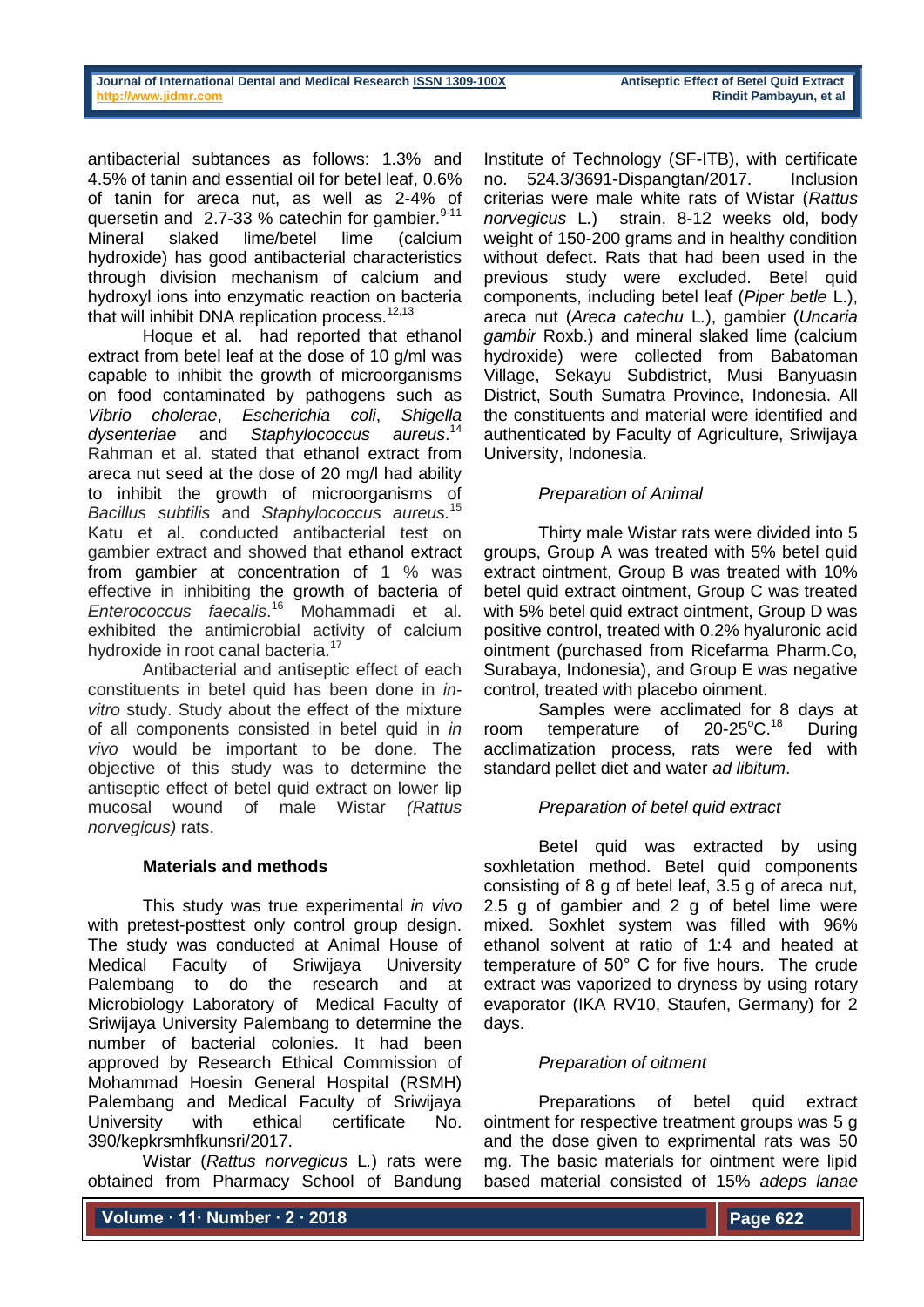antibacterial subtances as follows: 1.3% and 4.5% of tanin and essential oil for betel leaf, 0.6% of tanin for areca nut, as well as 2-4% of quersetin and 2.7-33 % catechin for gambier.[9-11] Mineral slaked lime/betel lime (calcium hydroxide) has good antibacterial characteristics through division mechanism of calcium and hydroxyl ions into enzymatic reaction on bacteria that will inhibit DNA replication process.[12,13]

Hoque et al. had reported that ethanol extract from betel leaf at the dose of 10 g/ml was capable to inhibit the growth of microorganisms on food contaminated by pathogens such as *Vibrio cholerae*, *Escherichia coli*, *Shigella dysenteriae* and *Staphylococcus aureus*.[14] Rahman et al. stated that ethanol extract from areca nut seed at the dose of 20 mg/l had ability to inhibit the growth of microorganisms of *Bacillus subtilis* and *Staphylococcus aureus.*[15] Katu et al. conducted antibacterial test on gambier extract and showed that ethanol extract from gambier at concentration of 1 % was effective in inhibiting the growth of bacteria of *Enterococcus faecalis*.[16] Mohammadi et al. exhibited the antimicrobial activity of calcium hydroxide in root canal bacteria.[17]

Antibacterial and antiseptic effect of each constituents in betel quid has been done in *in-vitro* study. Study about the effect of the mixture of all components consisted in betel quid in *in vivo* would be important to be done. The objective of this study was to determine the antiseptic effect of betel quid extract on lower lip mucosal wound of male Wistar *(Rattus norvegicus)* rats.

## Materials and methods

This study was true experimental *in vivo* with pretest-posttest only control group design. The study was conducted at Animal House of Medical Faculty of Sriwijaya University Palembang to do the research and at Microbiology Laboratory of Medical Faculty of Sriwijaya University Palembang to determine the number of bacterial colonies. It had been approved by Research Ethical Commission of Mohammad Hoesin General Hospital (RSMH) Palembang and Medical Faculty of Sriwijaya University with ethical certificate No. 390/kepkrsmhfkunsri/2017.

Wistar (*Rattus norvegicus* L.) rats were obtained from Pharmacy School of Bandung Institute of Technology (SF-ITB), with certificate no. 524.3/3691-Dispangtan/2017. Inclusion criterias were male white rats of Wistar (*Rattus norvegicus* L.) strain, 8-12 weeks old, body weight of 150-200 grams and in healthy condition without defect. Rats that had been used in the previous study were excluded. Betel quid components, including betel leaf (*Piper betle* L.), areca nut (*Areca catechu* L.), gambier (*Uncaria gambir* Roxb.) and mineral slaked lime (calcium hydroxide) were collected from Babatoman Village, Sekayu Subdistrict, Musi Banyuasin District, South Sumatra Province, Indonesia. All the constituents and material were identified and authenticated by Faculty of Agriculture, Sriwijaya University, Indonesia.

### *Preparation of Animal*

Thirty male Wistar rats were divided into 5 groups, Group A was treated with 5% betel quid extract ointment, Group B was treated with 10% betel quid extract ointment, Group C was treated with 5% betel quid extract ointment, Group D was positive control, treated with 0.2% hyaluronic acid ointment (purchased from Ricefarma Pharm.Co, Surabaya, Indonesia), and Group E was negative control, treated with placebo oinment.

Samples were acclimated for 8 days at room temperature of 20-25°C.[18] During acclimatization process, rats were fed with standard pellet diet and water *ad libitum*.

### *Preparation of betel quid extract*

Betel quid was extracted by using soxhletation method. Betel quid components consisting of 8 g of betel leaf, 3.5 g of areca nut, 2.5 g of gambier and 2 g of betel lime were mixed. Soxhlet system was filled with 96% ethanol solvent at ratio of 1:4 and heated at temperature of 50° C for five hours. The crude extract was vaporized to dryness by using rotary evaporator (IKA RV10, Staufen, Germany) for 2 days.

### *Preparation of oitment*

Preparations of betel quid extract ointment for respective treatment groups was 5 g and the dose given to exprimental rats was 50 mg. The basic materials for ointment were lipid based material consisted of 15% *adeps lanae*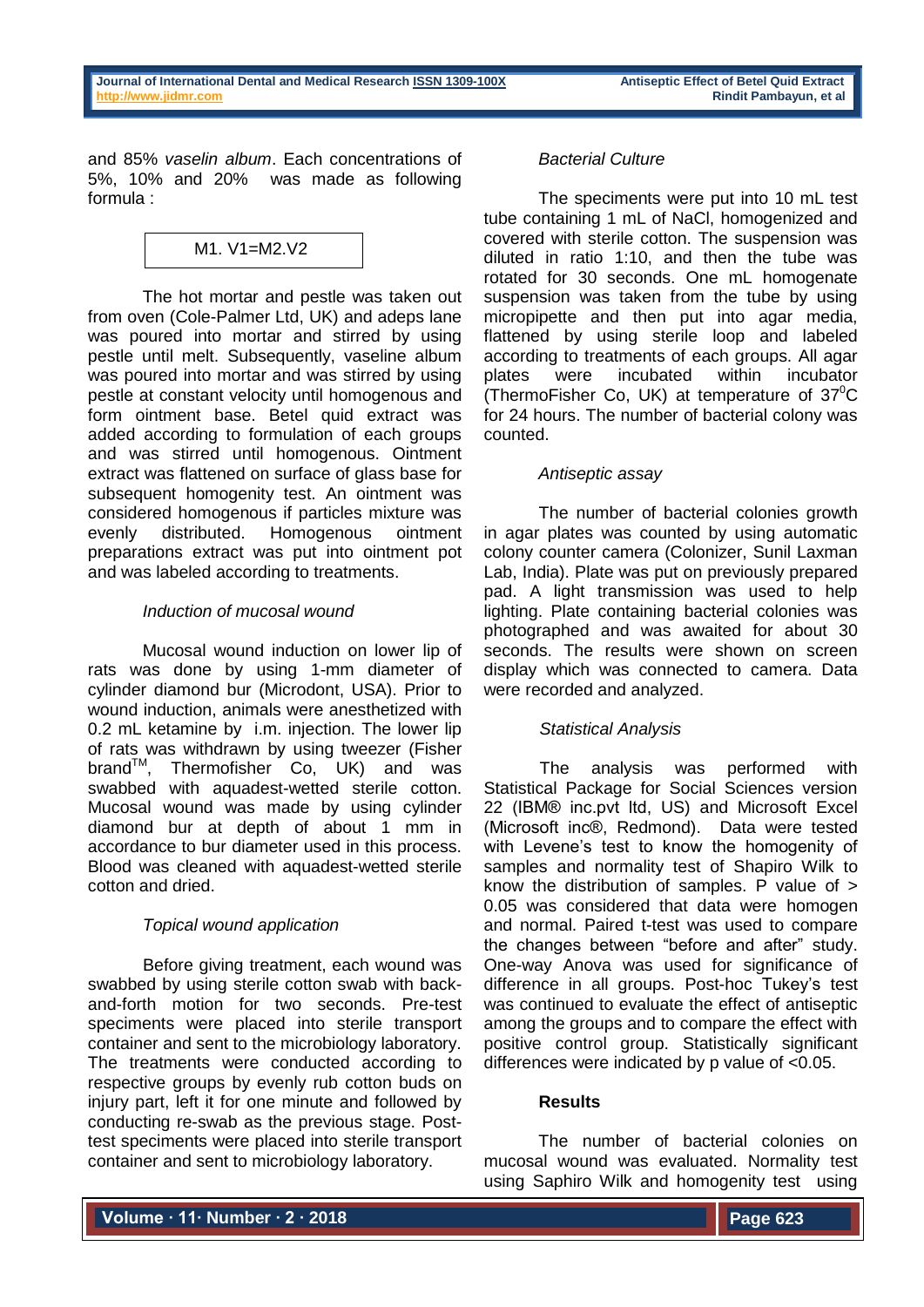and 85% *vaselin album*. Each concentrations of 5%, 10% and 20% was made as following formula :

$$M1. V1=M2.V2$$

The hot mortar and pestle was taken out from oven (Cole-Palmer Ltd, UK) and adeps lane was poured into mortar and stirred by using pestle until melt. Subsequently, vaseline album was poured into mortar and was stirred by using pestle at constant velocity until homogenous and form ointment base. Betel quid extract was added according to formulation of each groups and was stirred until homogenous. Ointment extract was flattened on surface of glass base for subsequent homogenity test. An ointment was considered homogenous if particles mixture was evenly distributed. Homogenous ointment preparations extract was put into ointment pot and was labeled according to treatments.

*Induction of mucosal wound*

Mucosal wound induction on lower lip of rats was done by using 1-mm diameter of cylinder diamond bur (Microdont, USA). Prior to wound induction, animals were anesthetized with 0.2 mL ketamine by i.m. injection. The lower lip of rats was withdrawn by using tweezer (Fisher brand™, Thermofisher Co, UK) and was swabbed with aquadest-wetted sterile cotton. Mucosal wound was made by using cylinder diamond bur at depth of about 1 mm in accordance to bur diameter used in this process. Blood was cleaned with aquadest-wetted sterile cotton and dried.

*Topical wound application*

Before giving treatment, each wound was swabbed by using sterile cotton swab with back-and-forth motion for two seconds. Pre-test speciments were placed into sterile transport container and sent to the microbiology laboratory. The treatments were conducted according to respective groups by evenly rub cotton buds on injury part, left it for one minute and followed by conducting re-swab as the previous stage. Post-test speciments were placed into sterile transport container and sent to microbiology laboratory.

*Bacterial Culture*

The speciments were put into 10 mL test tube containing 1 mL of NaCl, homogenized and covered with sterile cotton. The suspension was diluted in ratio 1:10, and then the tube was rotated for 30 seconds. One mL homogenate suspension was taken from the tube by using micropipette and then put into agar media, flattened by using sterile loop and labeled according to treatments of each groups. All agar plates were incubated within incubator (ThermoFisher Co, UK) at temperature of $37^0$C for 24 hours. The number of bacterial colony was counted.

*Antiseptic assay*

The number of bacterial colonies growth in agar plates was counted by using automatic colony counter camera (Colonizer, Sunil Laxman Lab, India). Plate was put on previously prepared pad. A light transmission was used to help lighting. Plate containing bacterial colonies was photographed and was awaited for about 30 seconds. The results were shown on screen display which was connected to camera. Data were recorded and analyzed.

*Statistical Analysis*

The analysis was performed with Statistical Package for Social Sciences version 22 (IBM® inc.pvt ltd, US) and Microsoft Excel (Microsoft inc®, Redmond). Data were tested with Levene's test to know the homogenity of samples and normality test of Shapiro Wilk to know the distribution of samples. P value of > 0.05 was considered that data were homogen and normal. Paired t-test was used to compare the changes between "before and after" study. One-way Anova was used for significance of difference in all groups. Post-hoc Tukey's test was continued to evaluate the effect of antiseptic among the groups and to compare the effect with positive control group. Statistically significant differences were indicated by p value of <0.05.

**Results**

The number of bacterial colonies on mucosal wound was evaluated. Normality test using Saphiro Wilk and homogenity test using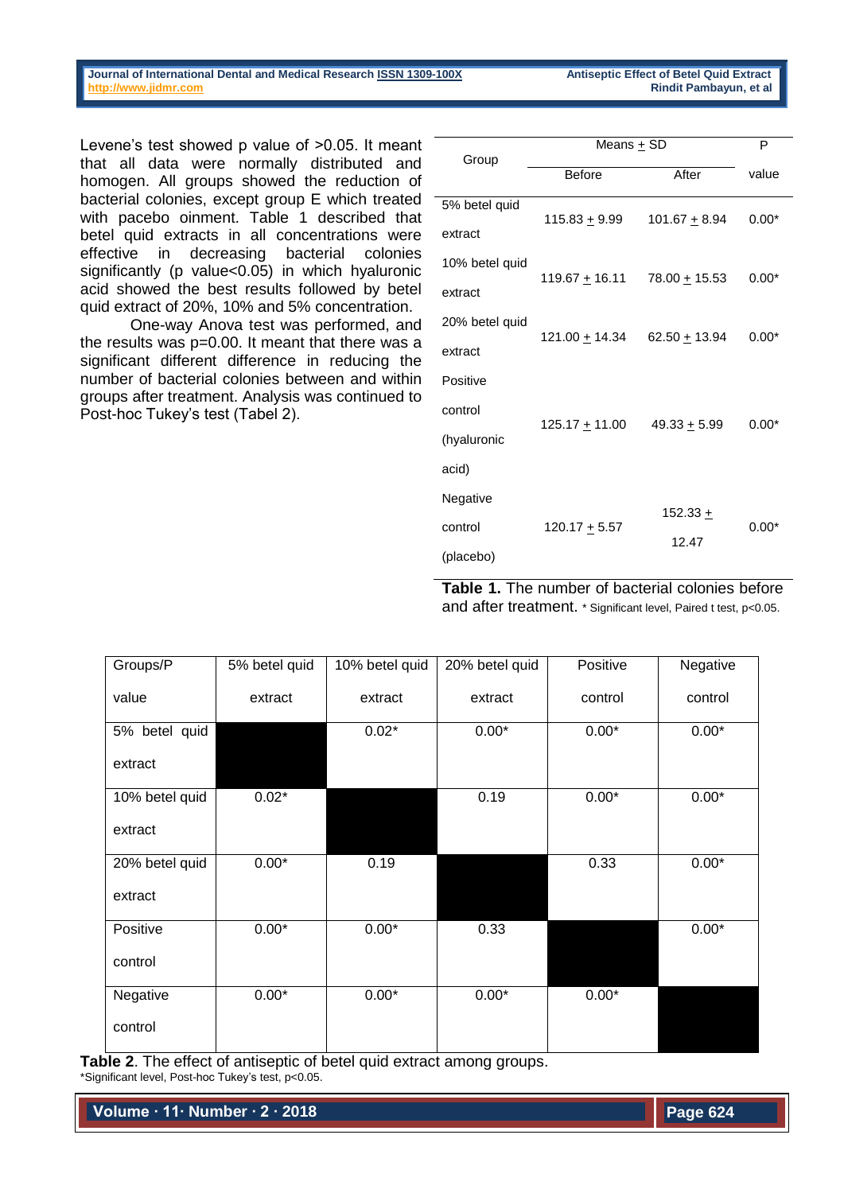Levene's test showed p value of >0.05. It meant that all data were normally distributed and homogen. All groups showed the reduction of bacterial colonies, except group E which treated with pacebo oinment. Table 1 described that betel quid extracts in all concentrations were effective in decreasing bacterial colonies significantly (p value<0.05) in which hyaluronic acid showed the best results followed by betel quid extract of 20%, 10% and 5% concentration.

One-way Anova test was performed, and the results was p=0.00. It meant that there was a significant different difference in reducing the number of bacterial colonies between and within groups after treatment. Analysis was continued to Post-hoc Tukey's test (Tabel 2).

| Group | Means + SD | | P value |
|---|---|---|---|
| | Before | After | |
| 5% betel quid extract | 115.83 + 9.99 | 101.67 + 8.94 | 0.00* |
| 10% betel quid extract | 119.67 + 16.11 | 78.00 + 15.53 | 0.00* |
| 20% betel quid extract | 121.00 + 14.34 | 62.50 + 13.94 | 0.00* |
| Positive control (hyaluronic acid) | 125.17 + 11.00 | 49.33 + 5.99 | 0.00* |
| Negative control (placebo) | 120.17 + 5.57 | 152.33 + 12.47 | 0.00* |

**Table 1.** The number of bacterial colonies before and after treatment. * Significant level, Paired t test, p<0.05.

| Groups/P value | 5% betel quid extract | 10% betel quid extract | 20% betel quid extract | Positive control | Negative control |
|---|---|---|---|---|---|
| 5% betel quid extract | | 0.02* | 0.00* | 0.00* | 0.00* |
| 10% betel quid extract | 0.02* | | 0.19 | 0.00* | 0.00* |
| 20% betel quid extract | 0.00* | 0.19 | | 0.33 | 0.00* |
| Positive control | 0.00* | 0.00* | 0.33 | | 0.00* |
| Negative control | 0.00* | 0.00* | 0.00* | 0.00* | |

**Table 2**. The effect of antiseptic of betel quid extract among groups.
*Significant level, Post-hoc Tukey's test, p<0.05.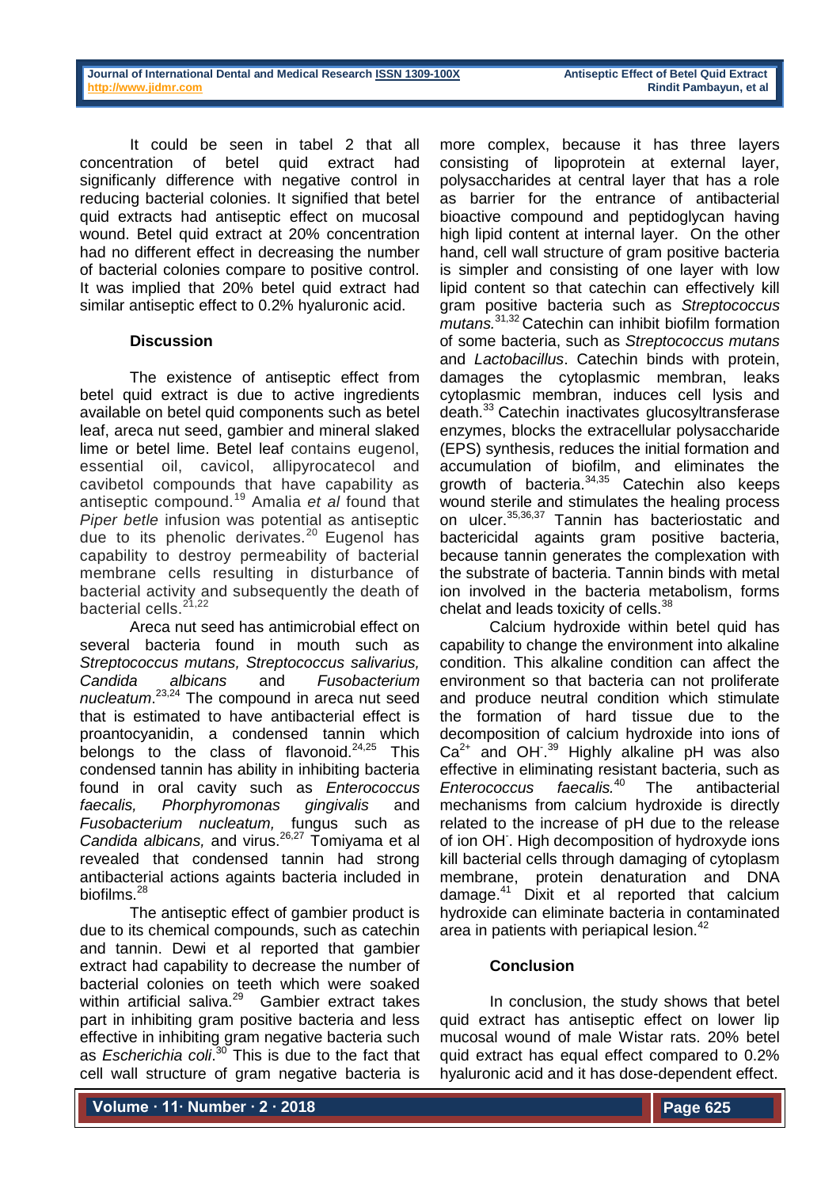It could be seen in tabel 2 that all concentration of betel quid extract had significanly difference with negative control in reducing bacterial colonies. It signified that betel quid extracts had antiseptic effect on mucosal wound. Betel quid extract at 20% concentration had no different effect in decreasing the number of bacterial colonies compare to positive control. It was implied that 20% betel quid extract had similar antiseptic effect to 0.2% hyaluronic acid.

## Discussion

The existence of antiseptic effect from betel quid extract is due to active ingredients available on betel quid components such as betel leaf, areca nut seed, gambier and mineral slaked lime or betel lime. Betel leaf contains eugenol, essential oil, cavicol, allipyrocatecol and cavibetol compounds that have capability as antiseptic compound.[19] Amalia *et al* found that *Piper betle* infusion was potential as antiseptic due to its phenolic derivates.[20] Eugenol has capability to destroy permeability of bacterial membrane cells resulting in disturbance of bacterial activity and subsequently the death of bacterial cells.[21,22]

Areca nut seed has antimicrobial effect on several bacteria found in mouth such as *Streptococcus mutans, Streptococcus salivarius, Candida albicans* and *Fusobacterium nucleatum*.[23,24] The compound in areca nut seed that is estimated to have antibacterial effect is proantocyanidin, a condensed tannin which belongs to the class of flavonoid.[24,25] This condensed tannin has ability in inhibiting bacteria found in oral cavity such as *Enterococcus faecalis, Phorphyromonas gingivalis* and *Fusobacterium nucleatum,* fungus such as *Candida albicans,* and virus.[26,27] Tomiyama et al revealed that condensed tannin had strong antibacterial actions againts bacteria included in biofilms.[28]

The antiseptic effect of gambier product is due to its chemical compounds, such as catechin and tannin. Dewi et al reported that gambier extract had capability to decrease the number of bacterial colonies on teeth which were soaked within artificial saliva.[29] Gambier extract takes part in inhibiting gram positive bacteria and less effective in inhibiting gram negative bacteria such as *Escherichia coli*.[30] This is due to the fact that cell wall structure of gram negative bacteria is more complex, because it has three layers consisting of lipoprotein at external layer, polysaccharides at central layer that has a role as barrier for the entrance of antibacterial bioactive compound and peptidoglycan having high lipid content at internal layer. On the other hand, cell wall structure of gram positive bacteria is simpler and consisting of one layer with low lipid content so that catechin can effectively kill gram positive bacteria such as *Streptococcus mutans.*[31,32] Catechin can inhibit biofilm formation of some bacteria, such as *Streptococcus mutans* and *Lactobacillus*. Catechin binds with protein, damages the cytoplasmic membran, leaks cytoplasmic membran, induces cell lysis and death.[33] Catechin inactivates glucosyltransferase enzymes, blocks the extracellular polysaccharide (EPS) synthesis, reduces the initial formation and accumulation of biofilm, and eliminates the growth of bacteria.[34,35] Catechin also keeps wound sterile and stimulates the healing process on ulcer.[35,36,37] Tannin has bacteriostatic and bactericidal againts gram positive bacteria, because tannin generates the complexation with the substrate of bacteria. Tannin binds with metal ion involved in the bacteria metabolism, forms chelat and leads toxicity of cells.[38]

Calcium hydroxide within betel quid has capability to change the environment into alkaline condition. This alkaline condition can affect the environment so that bacteria can not proliferate and produce neutral condition which stimulate the formation of hard tissue due to the decomposition of calcium hydroxide into ions of $Ca^{2+}$ and $OH^-$.[39] Highly alkaline pH was also effective in eliminating resistant bacteria, such as *Enterococcus faecalis.*[40] The antibacterial mechanisms from calcium hydroxide is directly related to the increase of pH due to the release of ion $OH^-$. High decomposition of hydroxyde ions kill bacterial cells through damaging of cytoplasm membrane, protein denaturation and DNA damage.[41] Dixit et al reported that calcium hydroxide can eliminate bacteria in contaminated area in patients with periapical lesion.[42]

## Conclusion

In conclusion, the study shows that betel quid extract has antiseptic effect on lower lip mucosal wound of male Wistar rats. 20% betel quid extract has equal effect compared to 0.2% hyaluronic acid and it has dose-dependent effect.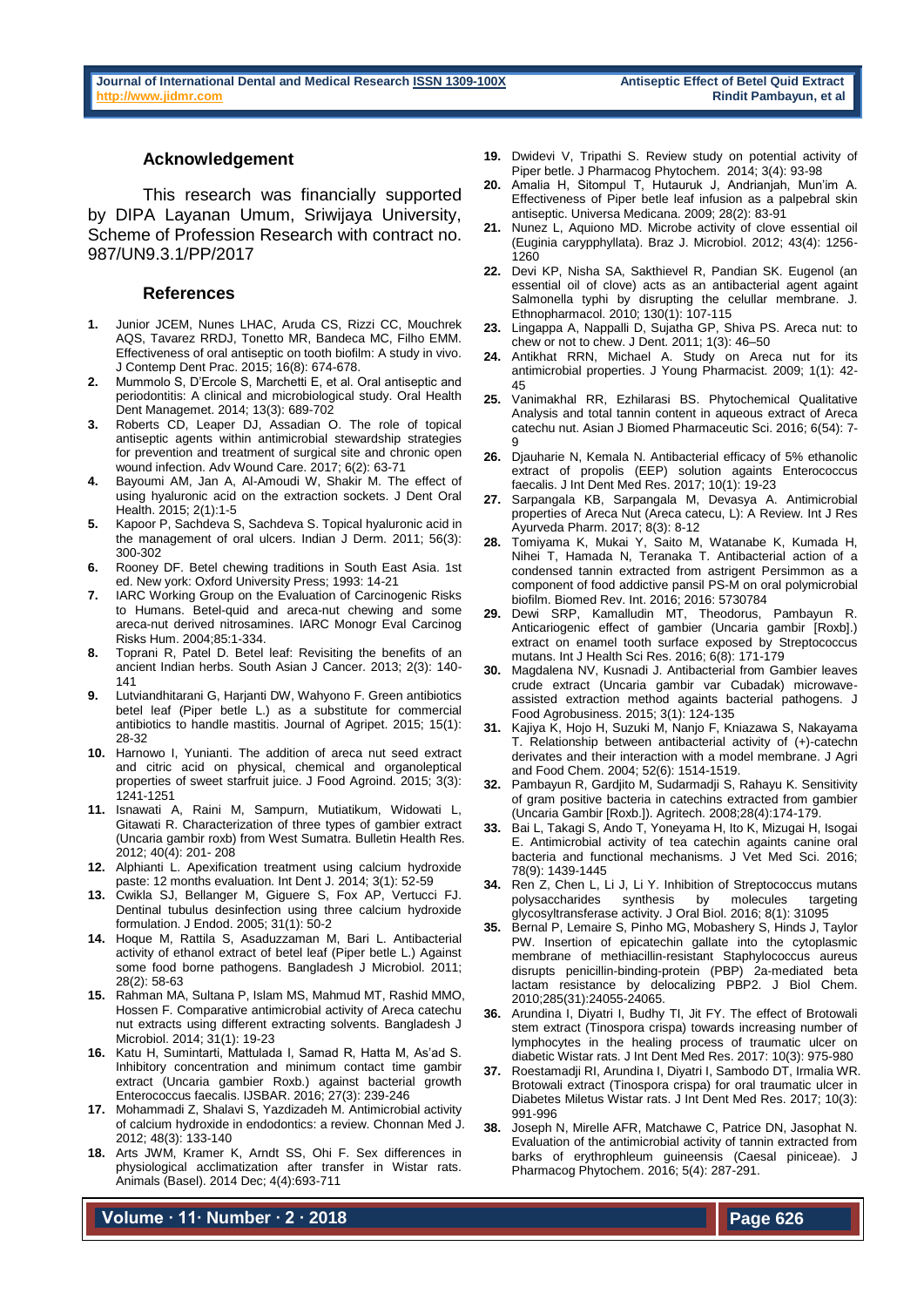## Acknowledgement

This research was financially supported by DIPA Layanan Umum, Sriwijaya University, Scheme of Profession Research with contract no. 987/UN9.3.1/PP/2017

## References

1. Junior JCEM, Nunes LHAC, Aruda CS, Rizzi CC, Mouchrek AQS, Tavarez RRDJ, Tonetto MR, Bandeca MC, Filho EMM. Effectiveness of oral antiseptic on tooth biofilm: A study in vivo. J Contemp Dent Prac. 2015; 16(8): 674-678.
2. Mummolo S, D'Ercole S, Marchetti E, et al. Oral antiseptic and periodontitis: A clinical and microbiological study. Oral Health Dent Managemet. 2014; 13(3): 689-702
3. Roberts CD, Leaper DJ, Assadian O. The role of topical antiseptic agents within antimicrobial stewardship strategies for prevention and treatment of surgical site and chronic open wound infection. Adv Wound Care. 2017; 6(2): 63-71
4. Bayoumi AM, Jan A, Al-Amoudi W, Shakir M. The effect of using hyaluronic acid on the extraction sockets. J Dent Oral Health. 2015; 2(1):1-5
5. Kapoor P, Sachdeva S, Sachdeva S. Topical hyaluronic acid in the management of oral ulcers. Indian J Derm. 2011; 56(3): 300-302
6. Rooney DF. Betel chewing traditions in South East Asia. 1st ed. New york: Oxford University Press; 1993: 14-21
7. IARC Working Group on the Evaluation of Carcinogenic Risks to Humans. Betel-quid and areca-nut chewing and some areca-nut derived nitrosamines. IARC Monogr Eval Carcinog Risks Hum. 2004;85:1-334.
8. Toprani R, Patel D. Betel leaf: Revisiting the benefits of an ancient Indian herbs. South Asian J Cancer. 2013; 2(3): 140-141
9. Lutviandhitarani G, Harjanti DW, Wahyono F. Green antibiotics betel leaf (Piper betle L.) as a substitute for commercial antibiotics to handle mastitis. Journal of Agripet. 2015; 15(1): 28-32
10. Harnowo I, Yunianti. The addition of areca nut seed extract and citric acid on physical, chemical and organoleptical properties of sweet starfruit juice. J Food Agroind. 2015; 3(3): 1241-1251
11. Isnawati A, Raini M, Sampurn, Mutiatikum, Widowati L, Gitawati R. Characterization of three types of gambier extract (Uncaria gambir roxb) from West Sumatra. Bulletin Health Res. 2012; 40(4): 201- 208
12. Alphianti L. Apexification treatment using calcium hydroxide paste: 12 months evaluation. Int Dent J. 2014; 3(1): 52-59
13. Cwikla SJ, Bellanger M, Giguere S, Fox AP, Vertucci FJ. Dentinal tubulus desinfection using three calcium hydroxide formulation. J Endod. 2005; 31(1): 50-2
14. Hoque M, Rattila S, Asaduzzaman M, Bari L. Antibacterial activity of ethanol extract of betel leaf (Piper betle L.) Against some food borne pathogens. Bangladesh J Microbiol. 2011; 28(2): 58-63
15. Rahman MA, Sultana P, Islam MS, Mahmud MT, Rashid MMO, Hossen F. Comparative antimicrobial activity of Areca catechu nut extracts using different extracting solvents. Bangladesh J Microbiol. 2014; 31(1): 19-23
16. Katu H, Sumintarti, Mattulada I, Samad R, Hatta M, As'ad S. Inhibitory concentration and minimum contact time gambir extract (Uncaria gambier Roxb.) against bacterial growth Enterococcus faecalis. IJSBAR. 2016; 27(3): 239-246
17. Mohammadi Z, Shalavi S, Yazdizadeh M. Antimicrobial activity of calcium hydroxide in endodontics: a review. Chonnan Med J. 2012; 48(3): 133-140
18. Arts JWM, Kramer K, Arndt SS, Ohi F. Sex differences in physiological acclimatization after transfer in Wistar rats. Animals (Basel). 2014 Dec; 4(4):693-711
19. Dwidevi V, Tripathi S. Review study on potential activity of Piper betle. J Pharmacog Phytochem. 2014; 3(4): 93-98
20. Amalia H, Sitompul T, Hutauruk J, Andrianjah, Mun'im A. Effectiveness of Piper betle leaf infusion as a palpebral skin antiseptic. Universa Medicana. 2009; 28(2): 83-91
21. Nunez L, Aquiono MD. Microbe activity of clove essential oil (Euginia carypphyllata). Braz J. Microbiol. 2012; 43(4): 1256-1260
22. Devi KP, Nisha SA, Sakthievel R, Pandian SK. Eugenol (an essential oil of clove) acts as an antibacterial agent againt Salmonella typhi by disrupting the celullar membrane. J. Ethnopharmacol. 2010; 130(1): 107-115
23. Lingappa A, Nappalli D, Sujatha GP, Shiva PS. Areca nut: to chew or not to chew. J Dent. 2011; 1(3): 46–50
24. Antikhat RRN, Michael A. Study on Areca nut for its antimicrobial properties. J Young Pharmacist. 2009; 1(1): 42-45
25. Vanimakhal RR, Ezhilarasi BS. Phytochemical Qualitative Analysis and total tannin content in aqueous extract of Areca catechu nut. Asian J Biomed Pharmaceutic Sci. 2016; 6(54): 7-9
26. Djauharie N, Kemala N. Antibacterial efficacy of 5% ethanolic extract of propolis (EEP) solution againts Enterococcus faecalis. J Int Dent Med Res. 2017; 10(1): 19-23
27. Sarpangala KB, Sarpangala M, Devasya A. Antimicrobial properties of Areca Nut (Areca catecu, L): A Review. Int J Res Ayurveda Pharm. 2017; 8(3): 8-12
28. Tomiyama K, Mukai Y, Saito M, Watanabe K, Kumada H, Nihei T, Hamada N, Teranaka T. Antibacterial action of a condensed tannin extracted from astrigent Persimmon as a component of food addictive pansil PS-M on oral polymicrobial biofilm. Biomed Rev. Int. 2016; 2016: 5730784
29. Dewi SRP, Kamalludin MT, Theodorus, Pambayun R. Anticariogenic effect of gambier (Uncaria gambir [Roxb].) extract on enamel tooth surface exposed by Streptococcus mutans. Int J Health Sci Res. 2016; 6(8): 171-179
30. Magdalena NV, Kusnadi J. Antibacterial from Gambier leaves crude extract (Uncaria gambir var Cubadak) microwave-assisted extraction method againts bacterial pathogens. J Food Agrobusiness. 2015; 3(1): 124-135
31. Kajiya K, Hojo H, Suzuki M, Nanjo F, Kniazawa S, Nakayama T. Relationship between antibacterial activity of (+)-catechn derivates and their interaction with a model membrane. J Agri and Food Chem. 2004; 52(6): 1514-1519.
32. Pambayun R, Gardjito M, Sudarmadji S, Rahayu K. Sensitivity of gram positive bacteria in catechins extracted from gambier (Uncaria Gambir [Roxb.]). Agritech. 2008;28(4):174-179.
33. Bai L, Takagi S, Ando T, Yoneyama H, Ito K, Mizugai H, Isogai E. Antimicrobial activity of tea catechin againts canine oral bacteria and functional mechanisms. J Vet Med Sci. 2016; 78(9): 1439-1445
34. Ren Z, Chen L, Li J, Li Y. Inhibition of Streptococcus mutans polysaccharides synthesis by molecules targeting glycosyltransferase activity. J Oral Biol. 2016; 8(1): 31095
35. Bernal P, Lemaire S, Pinho MG, Mobashery S, Hinds J, Taylor PW. Insertion of epicatechin gallate into the cytoplasmic membrane of methiacillin-resistant Staphylococcus aureus disrupts penicillin-binding-protein (PBP) 2a-mediated beta lactam resistance by delocalizing PBP2. J Biol Chem. 2010;285(31):24055-24065.
36. Arundina I, Diyatri I, Budhy TI, Jit FY. The effect of Brotowali stem extract (Tinospora crispa) towards increasing number of lymphocytes in the healing process of traumatic ulcer on diabetic Wistar rats. J Int Dent Med Res. 2017: 10(3): 975-980
37. Roestamadji RI, Arundina I, Diyatri I, Sambodo DT, Irmalia WR. Brotowali extract (Tinospora crispa) for oral traumatic ulcer in Diabetes Miletus Wistar rats. J Int Dent Med Res. 2017; 10(3): 991-996
38. Joseph N, Mirelle AFR, Matchawe C, Patrice DN, Jasophat N. Evaluation of the antimicrobial activity of tannin extracted from barks of erythrophleum guineensis (Caesal piniceae). J Pharmacog Phytochem. 2016; 5(4): 287-291.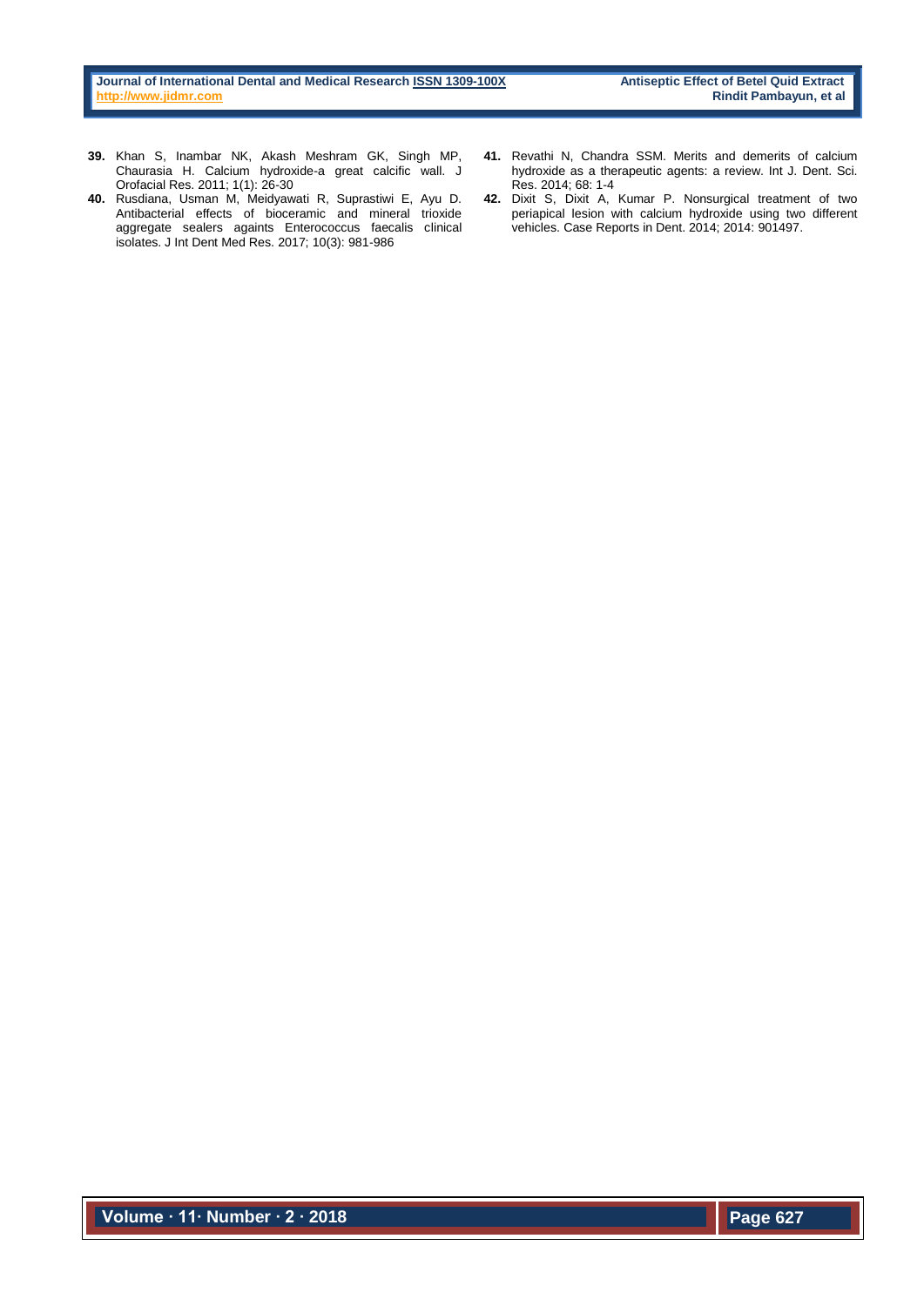39. Khan S, Inambar NK, Akash Meshram GK, Singh MP, Chaurasia H. Calcium hydroxide-a great calcific wall. J Orofacial Res. 2011; 1(1): 26-30
40. Rusdiana, Usman M, Meidyawati R, Suprastiwi E, Ayu D. Antibacterial effects of bioceramic and mineral trioxide aggregate sealers againts Enterococcus faecalis clinical isolates. J Int Dent Med Res. 2017; 10(3): 981-986
41. Revathi N, Chandra SSM. Merits and demerits of calcium hydroxide as a therapeutic agents: a review. Int J. Dent. Sci. Res. 2014; 68: 1-4
42. Dixit S, Dixit A, Kumar P. Nonsurgical treatment of two periapical lesion with calcium hydroxide using two different vehicles. Case Reports in Dent. 2014; 2014: 901497.